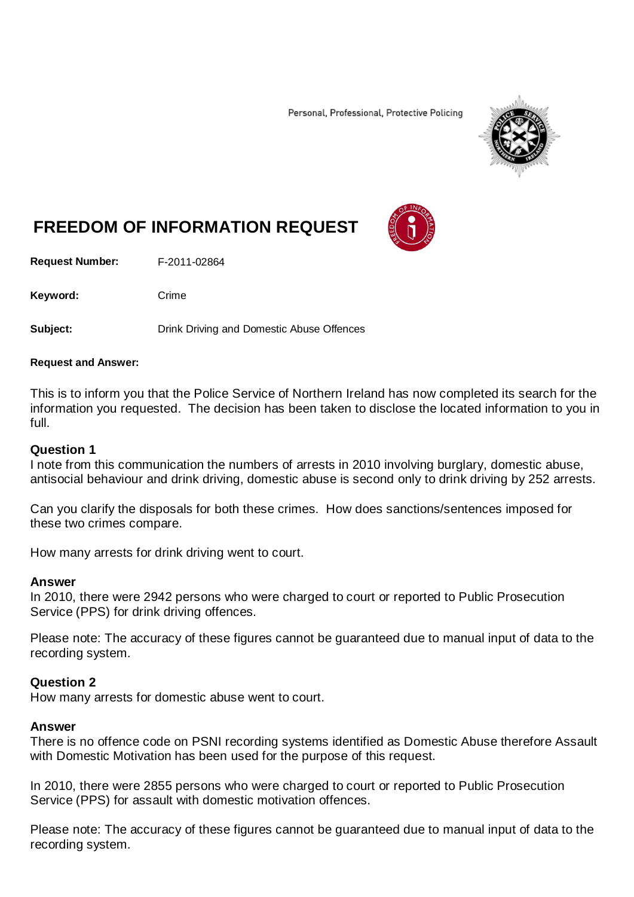Personal, Professional, Protective Policing

# FREEDOM OF INFORMATION REQUEST

**Request Number:** F-2011-02864

**Keyword:** Crime

**Subject:** Drink Driving and Domestic Abuse Offences

**Request and Answer:**

This is to inform you that the Police Service of Northern Ireland has now completed its search for the information you requested. The decision has been taken to disclose the located information to you in full.

**Question 1**
I note from this communication the numbers of arrests in 2010 involving burglary, domestic abuse, antisocial behaviour and drink driving, domestic abuse is second only to drink driving by 252 arrests.

Can you clarify the disposals for both these crimes. How does sanctions/sentences imposed for these two crimes compare.

How many arrests for drink driving went to court.

**Answer**
In 2010, there were 2942 persons who were charged to court or reported to Public Prosecution Service (PPS) for drink driving offences.

Please note: The accuracy of these figures cannot be guaranteed due to manual input of data to the recording system.

**Question 2**
How many arrests for domestic abuse went to court.

**Answer**
There is no offence code on PSNI recording systems identified as Domestic Abuse therefore Assault with Domestic Motivation has been used for the purpose of this request.

In 2010, there were 2855 persons who were charged to court or reported to Public Prosecution Service (PPS) for assault with domestic motivation offences.

Please note: The accuracy of these figures cannot be guaranteed due to manual input of data to the recording system.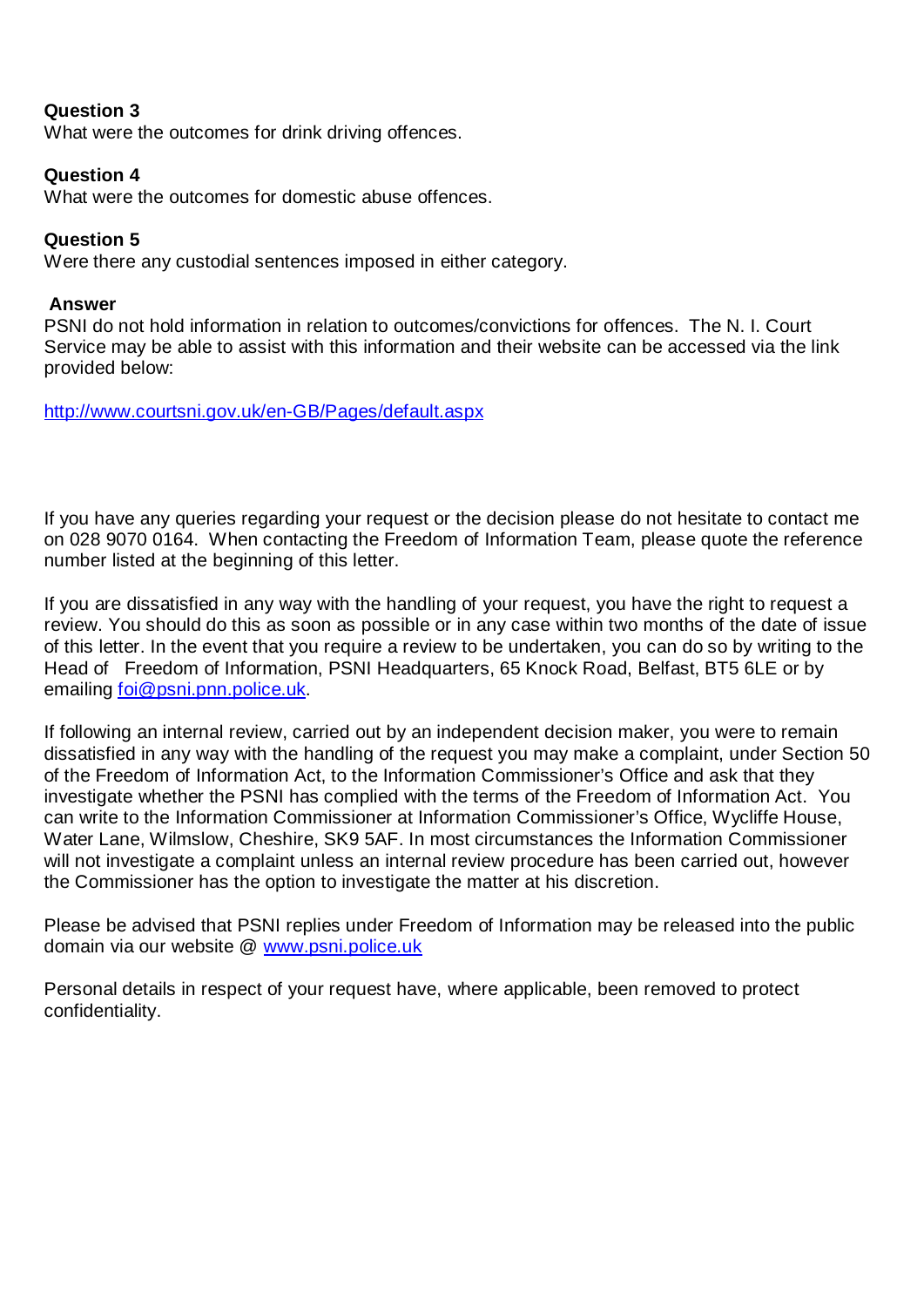**Question 3**
What were the outcomes for drink driving offences.

**Question 4**
What were the outcomes for domestic abuse offences.

**Question 5**
Were there any custodial sentences imposed in either category.

**Answer**
PSNI do not hold information in relation to outcomes/convictions for offences. The N. I. Court Service may be able to assist with this information and their website can be accessed via the link provided below:

http://www.courtsni.gov.uk/en-GB/Pages/default.aspx

If you have any queries regarding your request or the decision please do not hesitate to contact me on 028 9070 0164. When contacting the Freedom of Information Team, please quote the reference number listed at the beginning of this letter.

If you are dissatisfied in any way with the handling of your request, you have the right to request a review. You should do this as soon as possible or in any case within two months of the date of issue of this letter. In the event that you require a review to be undertaken, you can do so by writing to the Head of Freedom of Information, PSNI Headquarters, 65 Knock Road, Belfast, BT5 6LE or by emailing foi@psni.pnn.police.uk.

If following an internal review, carried out by an independent decision maker, you were to remain dissatisfied in any way with the handling of the request you may make a complaint, under Section 50 of the Freedom of Information Act, to the Information Commissioner's Office and ask that they investigate whether the PSNI has complied with the terms of the Freedom of Information Act. You can write to the Information Commissioner at Information Commissioner's Office, Wycliffe House, Water Lane, Wilmslow, Cheshire, SK9 5AF. In most circumstances the Information Commissioner will not investigate a complaint unless an internal review procedure has been carried out, however the Commissioner has the option to investigate the matter at his discretion.

Please be advised that PSNI replies under Freedom of Information may be released into the public domain via our website @ www.psni.police.uk

Personal details in respect of your request have, where applicable, been removed to protect confidentiality.